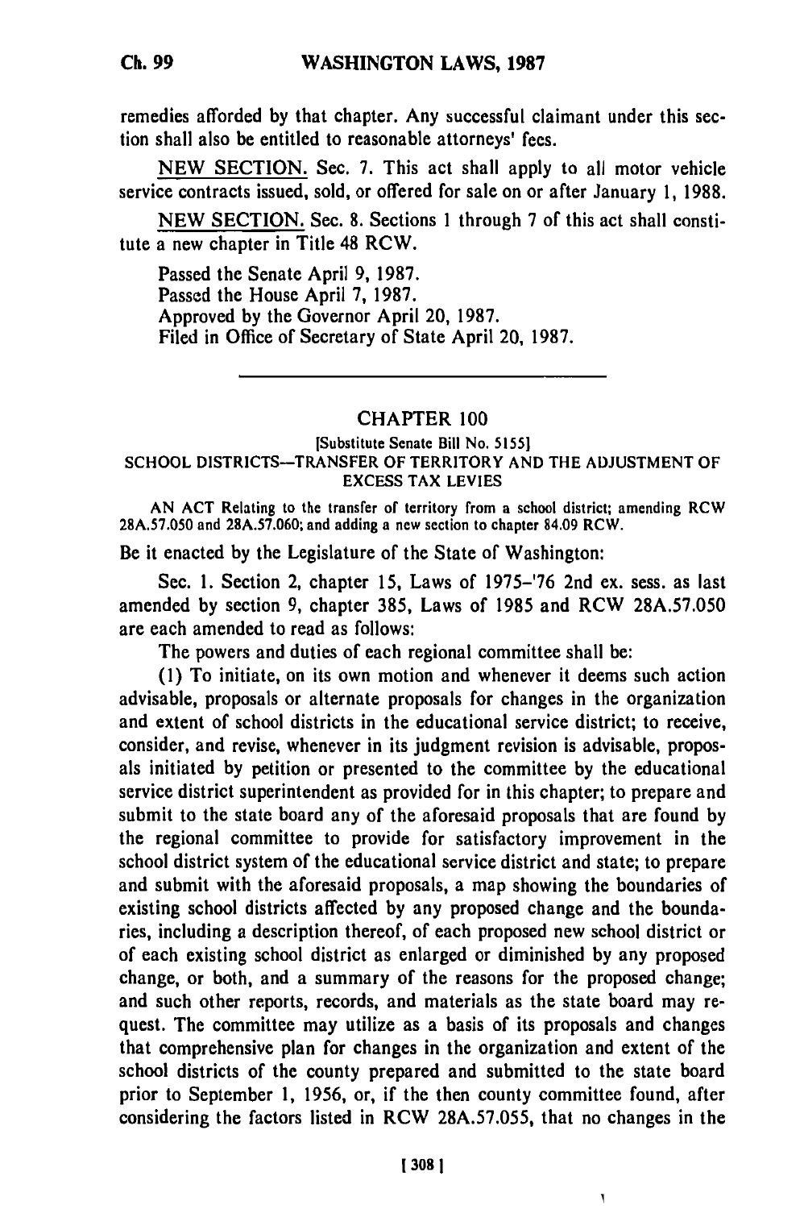remedies afforded by that chapter. Any successful claimant under this section shall also be entitled to reasonable attorneys' fees.

NEW SECTION. Sec. 7. This act shall apply to all motor vehicle service contracts issued, sold, or offered for sale on or after January 1, 1988.

NEW SECTION. Sec. 8. Sections 1 through 7 of this act shall constitute a new chapter in Title 48 RCW.

Passed the Senate April 9, 1987.
Passed the House April 7, 1987.
Approved by the Governor April 20, 1987.
Filed in Office of Secretary of State April 20, 1987.

---

## CHAPTER 100

[Substitute Senate Bill No. 5155]

### SCHOOL DISTRICTS--TRANSFER OF TERRITORY AND THE ADJUSTMENT OF EXCESS TAX LEVIES

AN ACT Relating to the transfer of territory from a school district; amending RCW 28A.57.050 and 28A.57.060; and adding a new section to chapter 84.09 RCW.

Be it enacted by the Legislature of the State of Washington:

Sec. 1. Section 2, chapter 15, Laws of 1975-'76 2nd ex. sess. as last amended by section 9, chapter 385, Laws of 1985 and RCW 28A.57.050 are each amended to read as follows:

The powers and duties of each regional committee shall be:

(1) To initiate, on its own motion and whenever it deems such action advisable, proposals or alternate proposals for changes in the organization and extent of school districts in the educational service district; to receive, consider, and revise, whenever in its judgment revision is advisable, proposals initiated by petition or presented to the committee by the educational service district superintendent as provided for in this chapter; to prepare and submit to the state board any of the aforesaid proposals that are found by the regional committee to provide for satisfactory improvement in the school district system of the educational service district and state; to prepare and submit with the aforesaid proposals, a map showing the boundaries of existing school districts affected by any proposed change and the boundaries, including a description thereof, of each proposed new school district or of each existing school district as enlarged or diminished by any proposed change, or both, and a summary of the reasons for the proposed change; and such other reports, records, and materials as the state board may request. The committee may utilize as a basis of its proposals and changes that comprehensive plan for changes in the organization and extent of the school districts of the county prepared and submitted to the state board prior to September 1, 1956, or, if the then county committee found, after considering the factors listed in RCW 28A.57.055, that no changes in the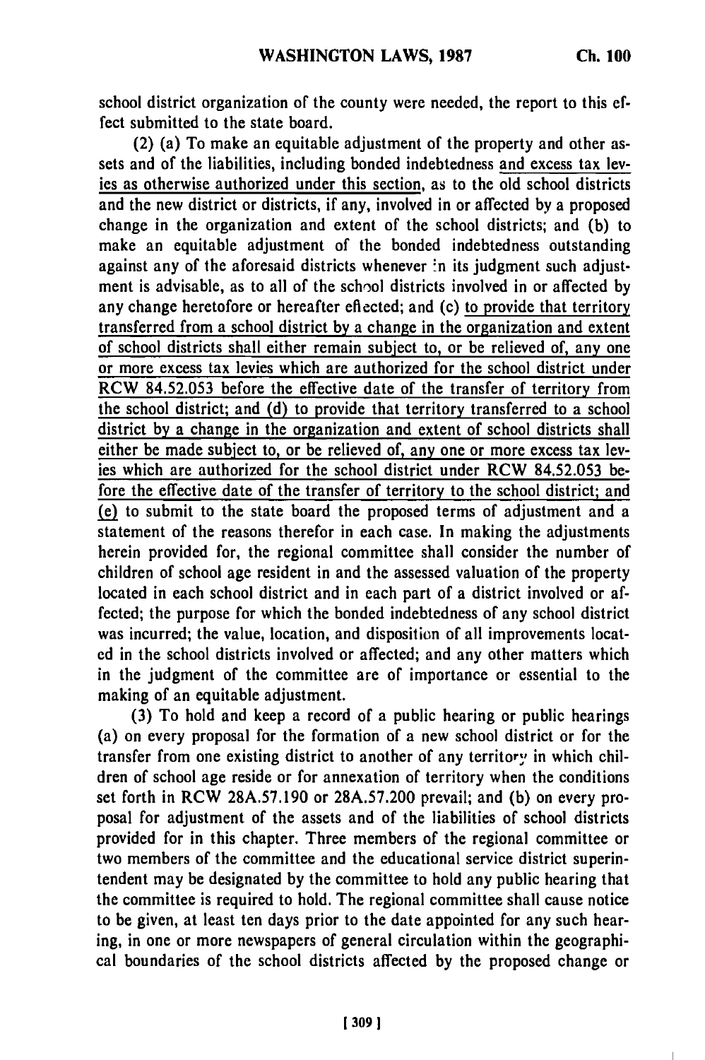school district organization of the county were needed, the report to this effect submitted to the state board.

(2) (a) To make an equitable adjustment of the property and other assets and of the liabilities, including bonded indebtedness and excess tax levies as otherwise authorized under this section, as to the old school districts and the new district or districts, if any, involved in or affected by a proposed change in the organization and extent of the school districts; and (b) to make an equitable adjustment of the bonded indebtedness outstanding against any of the aforesaid districts whenever in its judgment such adjustment is advisable, as to all of the school districts involved in or affected by any change heretofore or hereafter effected; and (c) to provide that territory transferred from a school district by a change in the organization and extent of school districts shall either remain subject to, or be relieved of, any one or more excess tax levies which are authorized for the school district under RCW 84.52.053 before the effective date of the transfer of territory from the school district; and (d) to provide that territory transferred to a school district by a change in the organization and extent of school districts shall either be made subject to, or be relieved of, any one or more excess tax levies which are authorized for the school district under RCW 84.52.053 before the effective date of the transfer of territory to the school district; and (e) to submit to the state board the proposed terms of adjustment and a statement of the reasons therefor in each case. In making the adjustments herein provided for, the regional committee shall consider the number of children of school age resident in and the assessed valuation of the property located in each school district and in each part of a district involved or affected; the purpose for which the bonded indebtedness of any school district was incurred; the value, location, and disposition of all improvements located in the school districts involved or affected; and any other matters which in the judgment of the committee are of importance or essential to the making of an equitable adjustment.

(3) To hold and keep a record of a public hearing or public hearings (a) on every proposal for the formation of a new school district or for the transfer from one existing district to another of any territory in which children of school age reside or for annexation of territory when the conditions set forth in RCW 28A.57.190 or 28A.57.200 prevail; and (b) on every proposal for adjustment of the assets and of the liabilities of school districts provided for in this chapter. Three members of the regional committee or two members of the committee and the educational service district superintendent may be designated by the committee to hold any public hearing that the committee is required to hold. The regional committee shall cause notice to be given, at least ten days prior to the date appointed for any such hearing, in one or more newspapers of general circulation within the geographical boundaries of the school districts affected by the proposed change or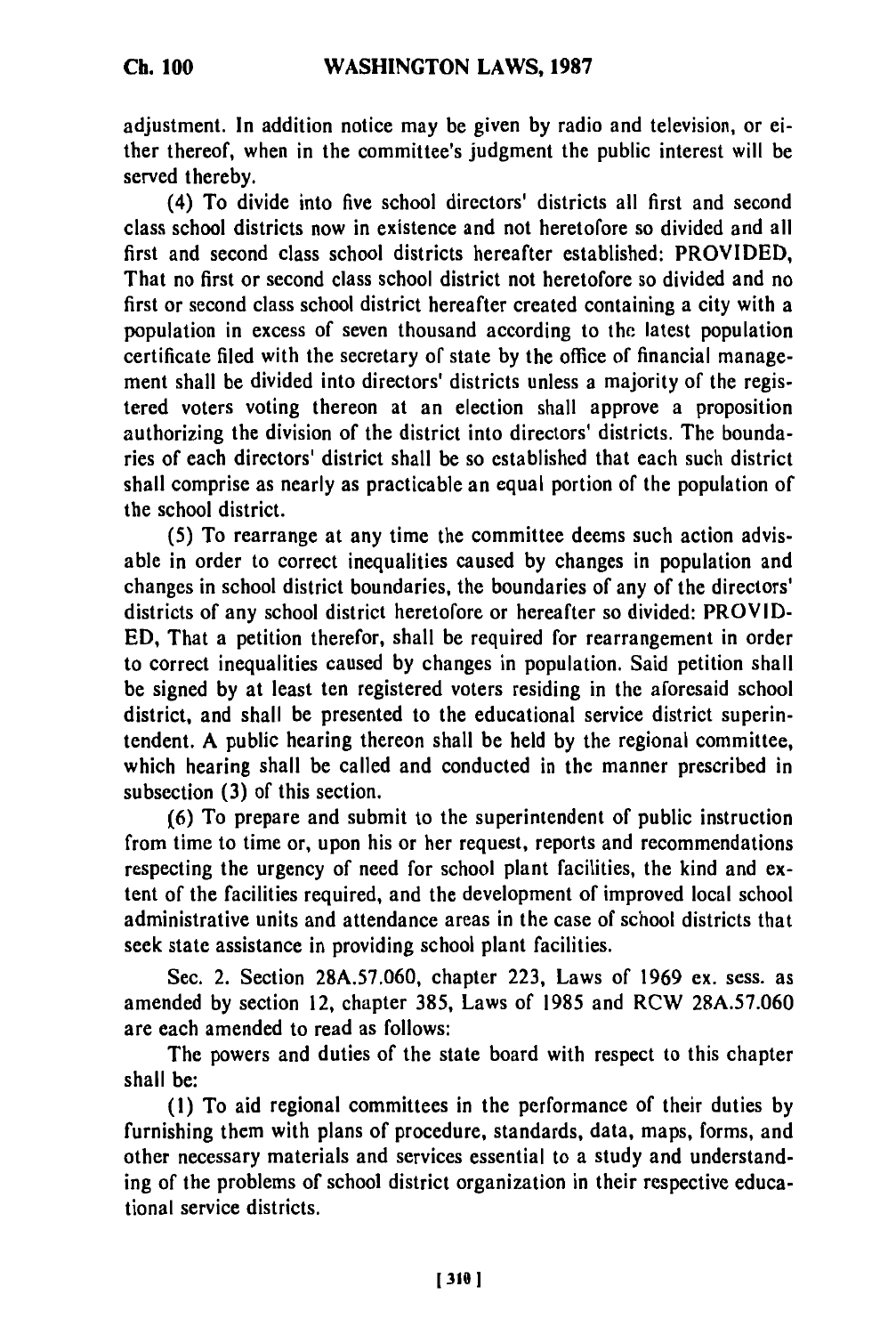adjustment. In addition notice may be given by radio and television, or either thereof, when in the committee's judgment the public interest will be served thereby.

(4) To divide into five school directors' districts all first and second class school districts now in existence and not heretofore so divided and all first and second class school districts hereafter established: PROVIDED, That no first or second class school district not heretofore so divided and no first or second class school district hereafter created containing a city with a population in excess of seven thousand according to the latest population certificate filed with the secretary of state by the office of financial management shall be divided into directors' districts unless a majority of the registered voters voting thereon at an election shall approve a proposition authorizing the division of the district into directors' districts. The boundaries of each directors' district shall be so established that each such district shall comprise as nearly as practicable an equal portion of the population of the school district.

(5) To rearrange at any time the committee deems such action advisable in order to correct inequalities caused by changes in population and changes in school district boundaries, the boundaries of any of the directors' districts of any school district heretofore or hereafter so divided: PROVIDED, That a petition therefor, shall be required for rearrangement in order to correct inequalities caused by changes in population. Said petition shall be signed by at least ten registered voters residing in the aforesaid school district, and shall be presented to the educational service district superintendent. A public hearing thereon shall be held by the regional committee, which hearing shall be called and conducted in the manner prescribed in subsection (3) of this section.

(6) To prepare and submit to the superintendent of public instruction from time to time or, upon his or her request, reports and recommendations respecting the urgency of need for school plant facilities, the kind and extent of the facilities required, and the development of improved local school administrative units and attendance areas in the case of school districts that seek state assistance in providing school plant facilities.

Sec. 2. Section 28A.57.060, chapter 223, Laws of 1969 ex. sess. as amended by section 12, chapter 385, Laws of 1985 and RCW 28A.57.060 are each amended to read as follows:

The powers and duties of the state board with respect to this chapter shall be:

(1) To aid regional committees in the performance of their duties by furnishing them with plans of procedure, standards, data, maps, forms, and other necessary materials and services essential to a study and understanding of the problems of school district organization in their respective educational service districts.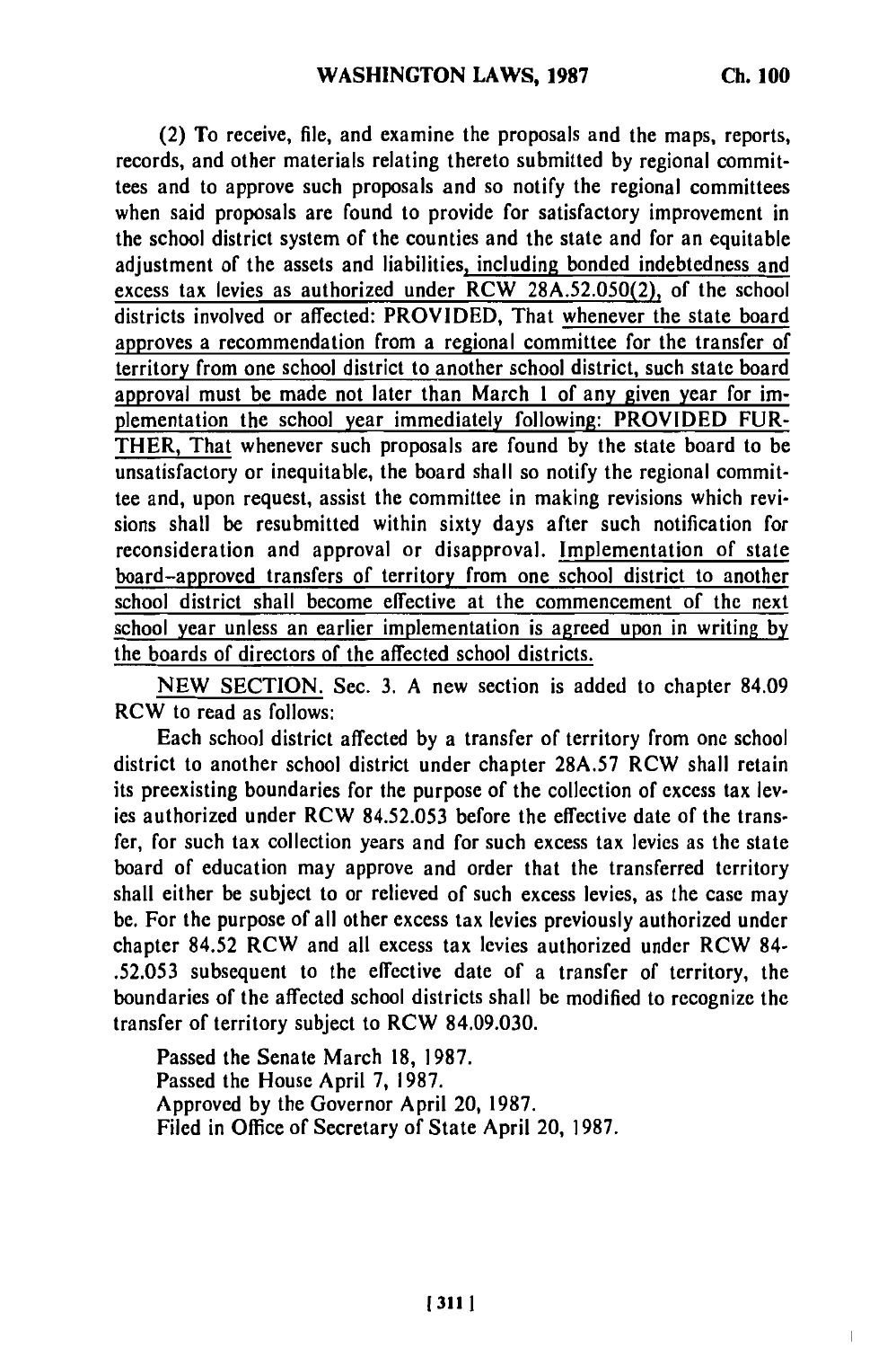(2) To receive, file, and examine the proposals and the maps, reports, records, and other materials relating thereto submitted by regional committees and to approve such proposals and so notify the regional committees when said proposals are found to provide for satisfactory improvement in the school district system of the counties and the state and for an equitable adjustment of the assets and liabilities, including bonded indebtedness and excess tax levies as authorized under RCW 28A.52.050(2), of the school districts involved or affected: PROVIDED, That whenever the state board approves a recommendation from a regional committee for the transfer of territory from one school district to another school district, such state board approval must be made not later than March 1 of any given year for implementation the school year immediately following: PROVIDED FURTHER, That whenever such proposals are found by the state board to be unsatisfactory or inequitable, the board shall so notify the regional committee and, upon request, assist the committee in making revisions which revisions shall be resubmitted within sixty days after such notification for reconsideration and approval or disapproval. Implementation of state board-approved transfers of territory from one school district to another school district shall become effective at the commencement of the next school year unless an earlier implementation is agreed upon in writing by the boards of directors of the affected school districts.

NEW SECTION. Sec. 3. A new section is added to chapter 84.09 RCW to read as follows:

Each school district affected by a transfer of territory from one school district to another school district under chapter 28A.57 RCW shall retain its preexisting boundaries for the purpose of the collection of excess tax levies authorized under RCW 84.52.053 before the effective date of the transfer, for such tax collection years and for such excess tax levies as the state board of education may approve and order that the transferred territory shall either be subject to or relieved of such excess levies, as the case may be. For the purpose of all other excess tax levies previously authorized under chapter 84.52 RCW and all excess tax levies authorized under RCW 84.52.053 subsequent to the effective date of a transfer of territory, the boundaries of the affected school districts shall be modified to recognize the transfer of territory subject to RCW 84.09.030.

Passed the Senate March 18, 1987.
Passed the House April 7, 1987.
Approved by the Governor April 20, 1987.
Filed in Office of Secretary of State April 20, 1987.